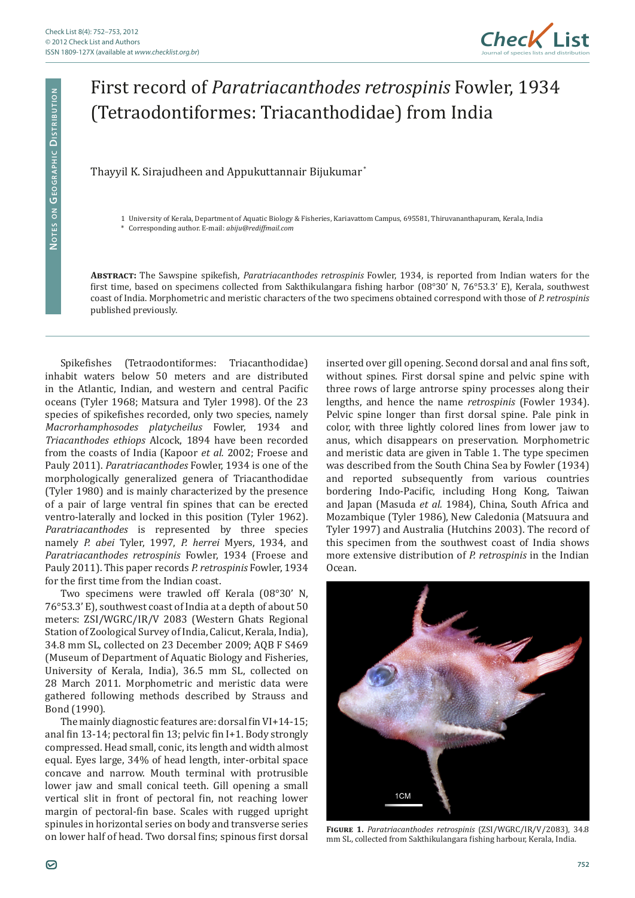# First record of *Paratriacanthodes retrospinis* Fowler, 1934 (Tetraodontiformes: Triacanthodidae) from India

Thayyil K. Sirajudheen and Appukuttannair Bijukumar*

1 University of Kerala, Department of Aquatic Biology & Fisheries, Kariavattom Campus, 695581, Thiruvananthapuram, Kerala, India
* Corresponding author. E-mail: *abiju@rediffmail.com*

**Abstract:** The Sawspine spikefish, *Paratriacanthodes retrospinis* Fowler, 1934, is reported from Indian waters for the first time, based on specimens collected from Sakthikulangara fishing harbor (08°30' N, 76°53.3' E), Kerala, southwest coast of India. Morphometric and meristic characters of the two specimens obtained correspond with those of *P. retrospinis* published previously.

Spikefishes (Tetraodontiformes: Triacanthodidae) inhabit waters below 50 meters and are distributed in the Atlantic, Indian, and western and central Pacific oceans (Tyler 1968; Matsura and Tyler 1998). Of the 23 species of spikefishes recorded, only two species, namely *Macrorhamphosodes platycheilus* Fowler, 1934 and *Triacanthodes ethiops* Alcock, 1894 have been recorded from the coasts of India (Kapoor *et al.* 2002; Froese and Pauly 2011). *Paratriacanthodes* Fowler, 1934 is one of the morphologically generalized genera of Triacanthodidae (Tyler 1980) and is mainly characterized by the presence of a pair of large ventral fin spines that can be erected ventro-laterally and locked in this position (Tyler 1962). *Paratriacanthodes* is represented by three species namely *P. abei* Tyler, 1997, *P. herrei* Myers, 1934, and *Paratriacanthodes retrospinis* Fowler, 1934 (Froese and Pauly 2011). This paper records *P. retrospinis* Fowler, 1934 for the first time from the Indian coast.

Two specimens were trawled off Kerala (08°30' N, 76°53.3' E), southwest coast of India at a depth of about 50 meters: ZSI/WGRC/IR/V 2083 (Western Ghats Regional Station of Zoological Survey of India, Calicut, Kerala, India), 34.8 mm SL, collected on 23 December 2009; AQB F S469 (Museum of Department of Aquatic Biology and Fisheries, University of Kerala, India), 36.5 mm SL, collected on 28 March 2011. Morphometric and meristic data were gathered following methods described by Strauss and Bond (1990).

The mainly diagnostic features are: dorsal fin VI+14-15; anal fin 13-14; pectoral fin 13; pelvic fin I+1. Body strongly compressed. Head small, conic, its length and width almost equal. Eyes large, 34% of head length, inter-orbital space concave and narrow. Mouth terminal with protrusible lower jaw and small conical teeth. Gill opening a small vertical slit in front of pectoral fin, not reaching lower margin of pectoral-fin base. Scales with rugged upright spinules in horizontal series on body and transverse series on lower half of head. Two dorsal fins; spinous first dorsal inserted over gill opening. Second dorsal and anal fins soft, without spines. First dorsal spine and pelvic spine with three rows of large antrorse spiny processes along their lengths, and hence the name *retrospinis* (Fowler 1934). Pelvic spine longer than first dorsal spine. Pale pink in color, with three lightly colored lines from lower jaw to anus, which disappears on preservation. Morphometric and meristic data are given in Table 1. The type specimen was described from the South China Sea by Fowler (1934) and reported subsequently from various countries bordering Indo-Pacific, including Hong Kong, Taiwan and Japan (Masuda *et al.* 1984), China, South Africa and Mozambique (Tyler 1986), New Caledonia (Matsuura and Tyler 1997) and Australia (Hutchins 2003). The record of this specimen from the southwest coast of India shows more extensive distribution of *P. retrospinis* in the Indian Ocean.

**Figure 1.** *Paratriacanthodes retrospinis* (ZSI/WGRC/IR/V/2083), 34.8 mm SL, collected from Sakthikulangara fishing harbour, Kerala, India.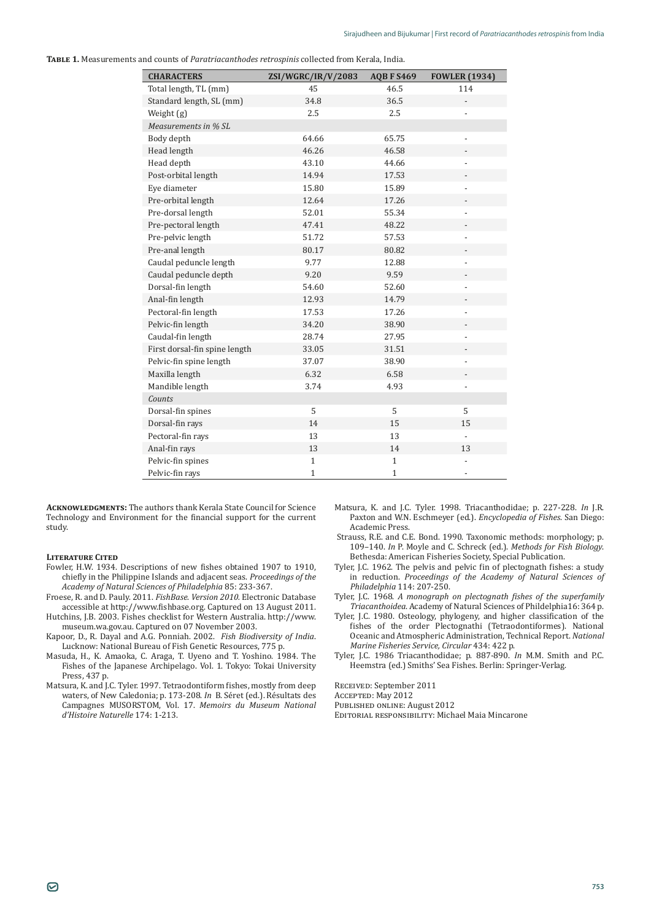**Table 1.** Measurements and counts of *Paratriacanthodes retrospinis* collected from Kerala, India.

| CHARACTERS | ZSI/WGRC/IR/V/2083 | AQB F S469 | FOWLER (1934) |
|---|---|---|---|
| Total length, TL (mm) | 45 | 46.5 | 114 |
| Standard length, SL (mm) | 34.8 | 36.5 | - |
| Weight (g) | 2.5 | 2.5 | - |
| *Measurements in % SL* | | | |
| Body depth | 64.66 | 65.75 | - |
| Head length | 46.26 | 46.58 | - |
| Head depth | 43.10 | 44.66 | - |
| Post-orbital length | 14.94 | 17.53 | - |
| Eye diameter | 15.80 | 15.89 | - |
| Pre-orbital length | 12.64 | 17.26 | - |
| Pre-dorsal length | 52.01 | 55.34 | - |
| Pre-pectoral length | 47.41 | 48.22 | - |
| Pre-pelvic length | 51.72 | 57.53 | - |
| Pre-anal length | 80.17 | 80.82 | - |
| Caudal peduncle length | 9.77 | 12.88 | - |
| Caudal peduncle depth | 9.20 | 9.59 | - |
| Dorsal-fin length | 54.60 | 52.60 | - |
| Anal-fin length | 12.93 | 14.79 | - |
| Pectoral-fin length | 17.53 | 17.26 | - |
| Pelvic-fin length | 34.20 | 38.90 | - |
| Caudal-fin length | 28.74 | 27.95 | - |
| First dorsal-fin spine length | 33.05 | 31.51 | - |
| Pelvic-fin spine length | 37.07 | 38.90 | - |
| Maxilla length | 6.32 | 6.58 | - |
| Mandible length | 3.74 | 4.93 | - |
| *Counts* | | | |
| Dorsal-fin spines | 5 | 5 | 5 |
| Dorsal-fin rays | 14 | 15 | 15 |
| Pectoral-fin rays | 13 | 13 | - |
| Anal-fin rays | 13 | 14 | 13 |
| Pelvic-fin spines | 1 | 1 | - |
| Pelvic-fin rays | 1 | 1 | - |

**Acknowledgments:** The authors thank Kerala State Council for Science Technology and Environment for the financial support for the current study.

## Literature Cited

Fowler, H.W. 1934. Descriptions of new fishes obtained 1907 to 1910, chiefly in the Philippine Islands and adjacent seas. *Proceedings of the Academy of Natural Sciences of Philadelphia* 85: 233-367.

Froese, R. and D. Pauly. 2011. *FishBase. Version 2010.* Electronic Database accessible at http://www.fishbase.org. Captured on 13 August 2011.

Hutchins, J.B. 2003. Fishes checklist for Western Australia. http://www.museum.wa.gov.au. Captured on 07 November 2003.

Kapoor, D., R. Dayal and A.G. Ponniah. 2002. *Fish Biodiversity of India*. Lucknow: National Bureau of Fish Genetic Resources, 775 p.

Masuda, H., K. Amaoka, C. Araga, T. Uyeno and T. Yoshino. 1984. The Fishes of the Japanese Archipelago. Vol. 1. Tokyo: Tokai University Press, 437 p.

Matsura, K. and J.C. Tyler. 1997. Tetraodontiform fishes, mostly from deep waters, of New Caledonia; p. 173-208. *In* B. Séret (ed.). Résultats des Campagnes MUSORSTOM, Vol. 17. *Memoirs du Museum National d'Histoire Naturelle* 174: 1-213.

Matsura, K. and J.C. Tyler. 1998. Triacanthodidae; p. 227-228. *In* J.R. Paxton and W.N. Eschmeyer (ed.). *Encyclopedia of Fishes*. San Diego: Academic Press.

Strauss, R.E. and C.E. Bond. 1990. Taxonomic methods: morphology; p. 109–140. *In* P. Moyle and C. Schreck (ed.). *Methods for Fish Biology*. Bethesda: American Fisheries Society, Special Publication.

Tyler, J.C. 1962. The pelvis and pelvic fin of plectognath fishes: a study in reduction. *Proceedings of the Academy of Natural Sciences of Philadelphia* 114: 207-250.

Tyler, J.C. 1968. *A monograph on plectognath fishes of the superfamily Triacanthoidea*. Academy of Natural Sciences of Phildelphia16: 364 p.

Tyler, J.C. 1980. Osteology, phylogeny, and higher classification of the fishes of the order Plectognathi (Tetraodontiformes). National Oceanic and Atmospheric Administration, Technical Report. *National Marine Fisheries Service, Circular* 434: 422 p.

Tyler, J.C. 1986 Triacanthodidae; p. 887-890. *In* M.M. Smith and P.C. Heemstra (ed.) Smiths' Sea Fishes. Berlin: Springer-Verlag.

Received: September 2011
Accepted: May 2012
Published online: August 2012
Editorial responsibility: Michael Maia Mincarone